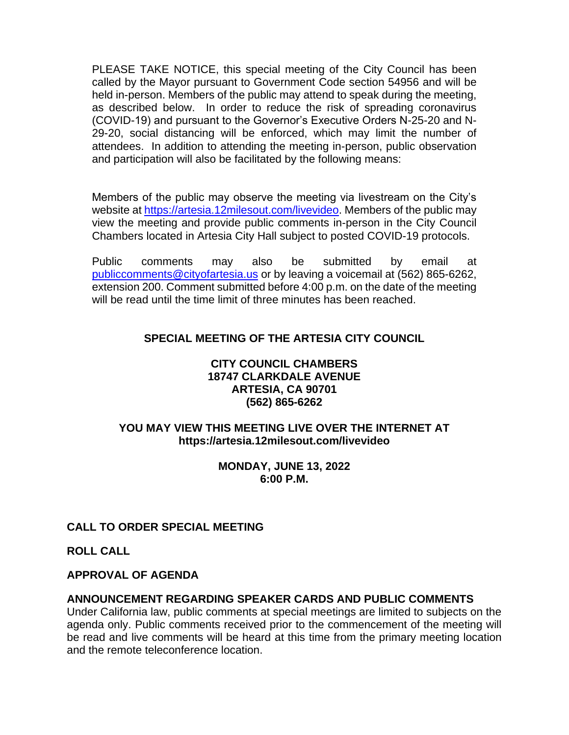PLEASE TAKE NOTICE, this special meeting of the City Council has been called by the Mayor pursuant to Government Code section 54956 and will be held in-person. Members of the public may attend to speak during the meeting, as described below. In order to reduce the risk of spreading coronavirus (COVID-19) and pursuant to the Governor's Executive Orders N-25-20 and N-29-20, social distancing will be enforced, which may limit the number of attendees. In addition to attending the meeting in-person, public observation and participation will also be facilitated by the following means:

Members of the public may observe the meeting via livestream on the City's website at [https://artesia.12milesout.com/livevideo](https://artesia.12milesout.com/livevideo). Members of the public may view the meeting and provide public comments in-person in the City Council Chambers located in Artesia City Hall subject to posted COVID-19 protocols.

Public comments may also be submitted by email at [publiccomments@cityofartesia.us](mailto:publiccomments@cityofartesia.us) or by leaving a voicemail at (562) 865-6262, extension 200. Comment submitted before 4:00 p.m. on the date of the meeting will be read until the time limit of three minutes has been reached.

**SPECIAL MEETING OF THE ARTESIA CITY COUNCIL**

**CITY COUNCIL CHAMBERS**
**18747 CLARKDALE AVENUE**
**ARTESIA, CA 90701**
**(562) 865-6262**

**YOU MAY VIEW THIS MEETING LIVE OVER THE INTERNET AT**
**https://artesia.12milesout.com/livevideo**

**MONDAY, JUNE 13, 2022**
**6:00 P.M.**

**CALL TO ORDER SPECIAL MEETING**

**ROLL CALL**

**APPROVAL OF AGENDA**

**ANNOUNCEMENT REGARDING SPEAKER CARDS AND PUBLIC COMMENTS**
Under California law, public comments at special meetings are limited to subjects on the agenda only. Public comments received prior to the commencement of the meeting will be read and live comments will be heard at this time from the primary meeting location and the remote teleconference location.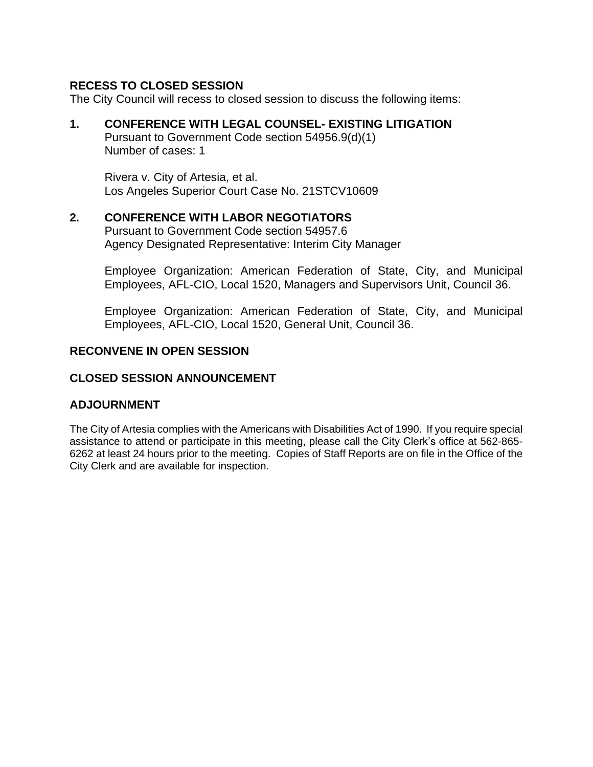## RECESS TO CLOSED SESSION

The City Council will recess to closed session to discuss the following items:

**1. CONFERENCE WITH LEGAL COUNSEL- EXISTING LITIGATION**

Pursuant to Government Code section 54956.9(d)(1)
Number of cases: 1

Rivera v. City of Artesia, et al.
Los Angeles Superior Court Case No. 21STCV10609

**2. CONFERENCE WITH LABOR NEGOTIATORS**

Pursuant to Government Code section 54957.6
Agency Designated Representative: Interim City Manager

Employee Organization: American Federation of State, City, and Municipal Employees, AFL-CIO, Local 1520, Managers and Supervisors Unit, Council 36.

Employee Organization: American Federation of State, City, and Municipal Employees, AFL-CIO, Local 1520, General Unit, Council 36.

## RECONVENE IN OPEN SESSION

## CLOSED SESSION ANNOUNCEMENT

## ADJOURNMENT

The City of Artesia complies with the Americans with Disabilities Act of 1990. If you require special assistance to attend or participate in this meeting, please call the City Clerk's office at 562-865-6262 at least 24 hours prior to the meeting. Copies of Staff Reports are on file in the Office of the City Clerk and are available for inspection.